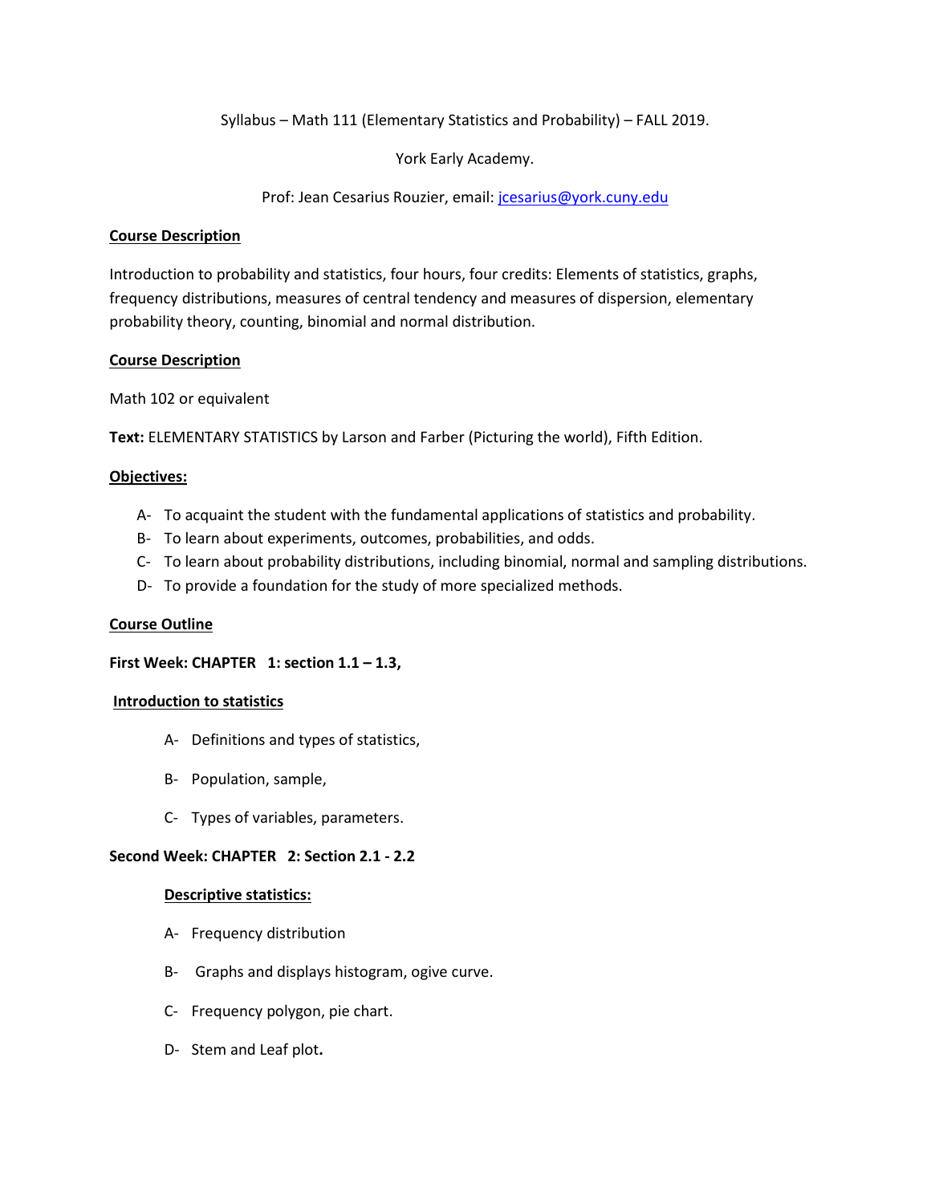Syllabus – Math 111 (Elementary Statistics and Probability) – FALL 2019.

York Early Academy.

Prof: Jean Cesarius Rouzier, email: jcesarius@york.cuny.edu

## Course Description

Introduction to probability and statistics, four hours, four credits: Elements of statistics, graphs, frequency distributions, measures of central tendency and measures of dispersion, elementary probability theory, counting, binomial and normal distribution.

## Course Description

Math 102 or equivalent

**Text:** ELEMENTARY STATISTICS by Larson and Farber (Picturing the world), Fifth Edition.

## Objectives:

A- To acquaint the student with the fundamental applications of statistics and probability.

B- To learn about experiments, outcomes, probabilities, and odds.

C- To learn about probability distributions, including binomial, normal and sampling distributions.

D- To provide a foundation for the study of more specialized methods.

## Course Outline

**First Week: CHAPTER 1: section 1.1 – 1.3,**

### Introduction to statistics

A- Definitions and types of statistics,

B- Population, sample,

C- Types of variables, parameters.

**Second Week: CHAPTER 2: Section 2.1 - 2.2**

### Descriptive statistics:

A- Frequency distribution

B- Graphs and displays histogram, ogive curve.

C- Frequency polygon, pie chart.

D- Stem and Leaf plot.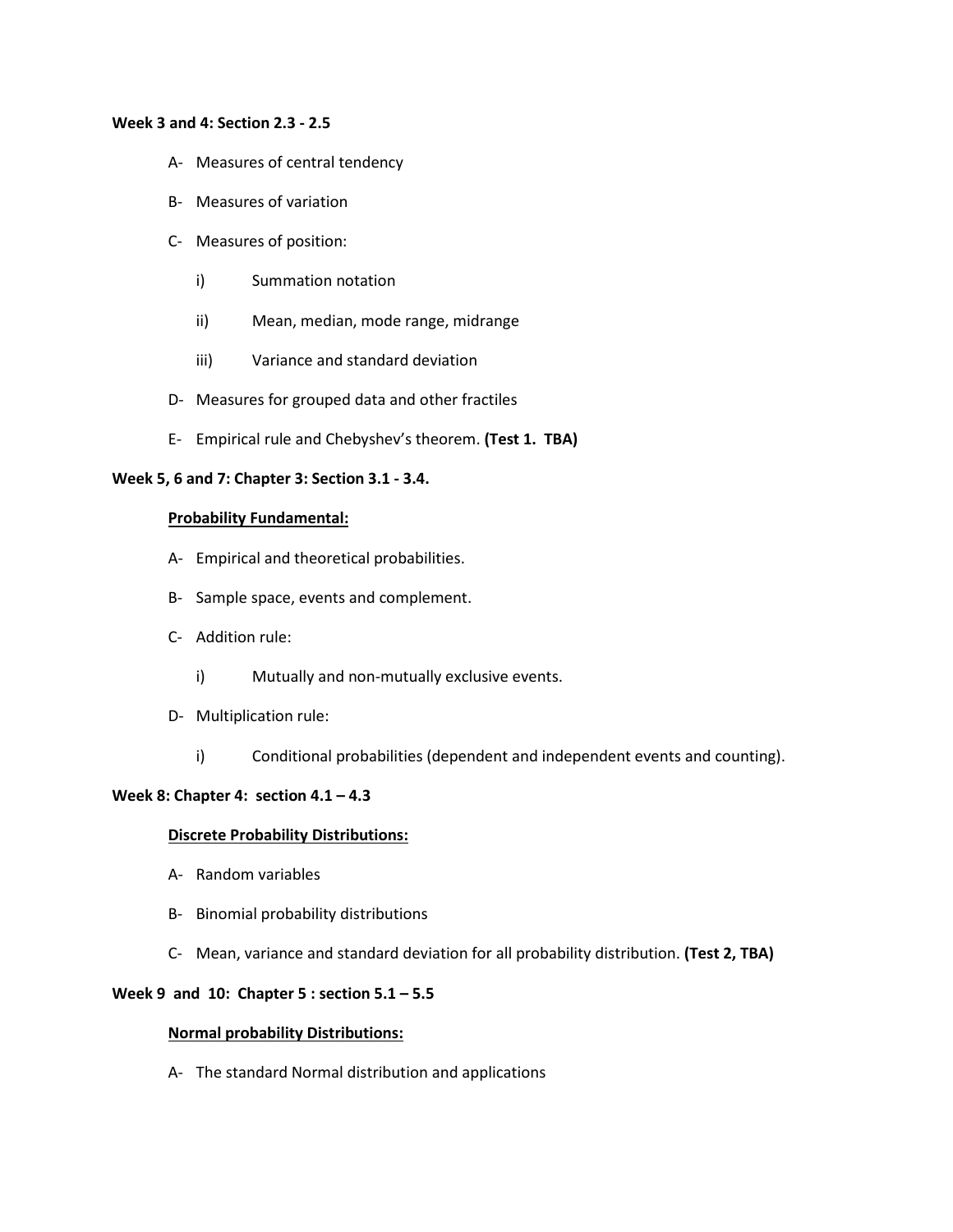**Week 3 and 4: Section 2.3 - 2.5**

A- Measures of central tendency

B- Measures of variation

C- Measures of position:

i) Summation notation

ii) Mean, median, mode range, midrange

iii) Variance and standard deviation

D- Measures for grouped data and other fractiles

E- Empirical rule and Chebyshev's theorem. **(Test 1. TBA)**

**Week 5, 6 and 7: Chapter 3: Section 3.1 - 3.4.**

**<u>Probability Fundamental:</u>**

A- Empirical and theoretical probabilities.

B- Sample space, events and complement.

C- Addition rule:

i) Mutually and non-mutually exclusive events.

D- Multiplication rule:

i) Conditional probabilities (dependent and independent events and counting).

**Week 8: Chapter 4: section 4.1 – 4.3**

**<u>Discrete Probability Distributions:</u>**

A- Random variables

B- Binomial probability distributions

C- Mean, variance and standard deviation for all probability distribution. **(Test 2, TBA)**

**Week 9 and 10: Chapter 5 : section 5.1 – 5.5**

**<u>Normal probability Distributions:</u>**

A- The standard Normal distribution and applications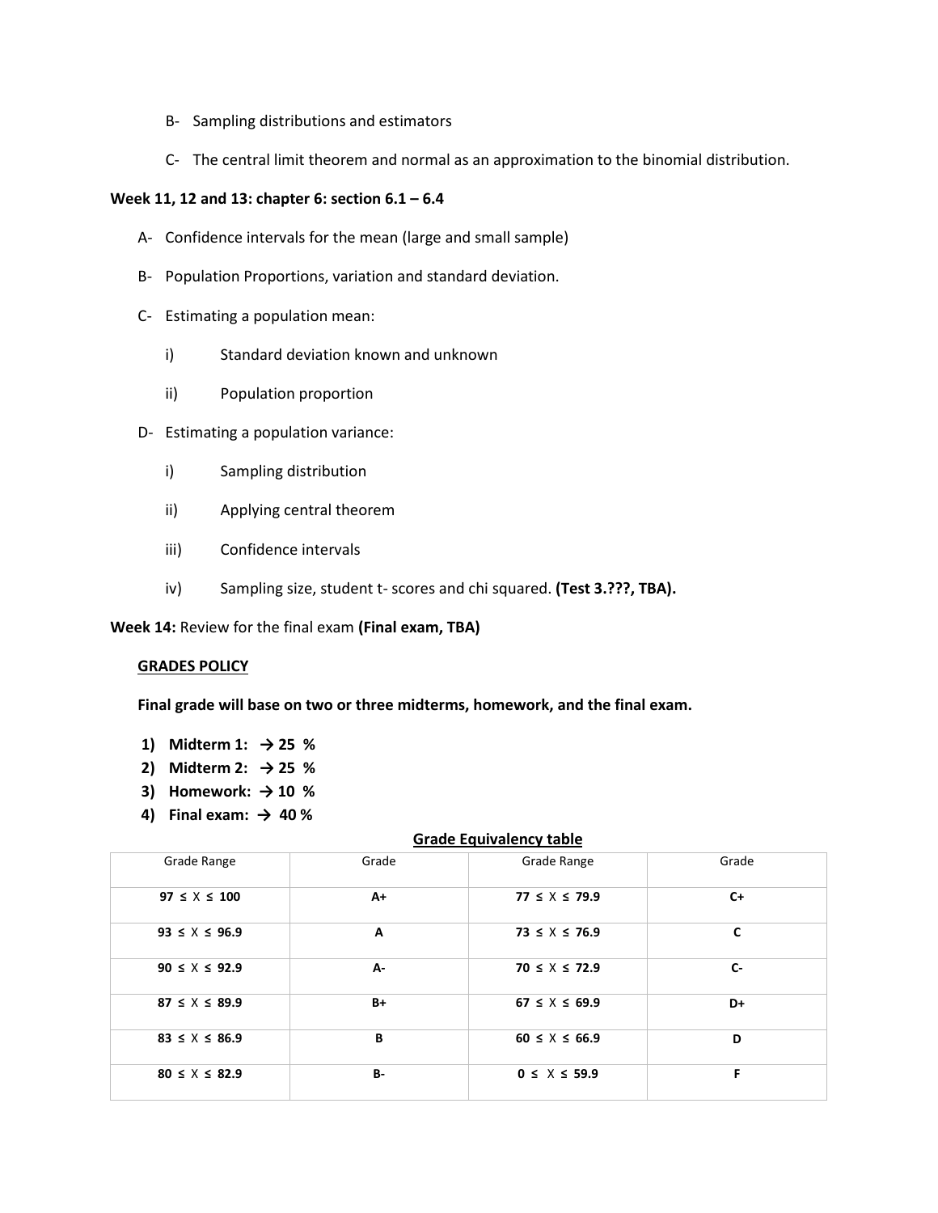B- Sampling distributions and estimators

C- The central limit theorem and normal as an approximation to the binomial distribution.

**Week 11, 12 and 13: chapter 6: section 6.1 – 6.4**

A- Confidence intervals for the mean (large and small sample)

B- Population Proportions, variation and standard deviation.

C- Estimating a population mean:

i) Standard deviation known and unknown

ii) Population proportion

D- Estimating a population variance:

i) Sampling distribution

ii) Applying central theorem

iii) Confidence intervals

iv) Sampling size, student t- scores and chi squared. **(Test 3.???, TBA).**

**Week 14:** Review for the final exam **(Final exam, TBA)**

**GRADES POLICY**

**Final grade will base on two or three midterms, homework, and the final exam.**

1) **Midterm 1: → 25 %**
2) **Midterm 2: → 25 %**
3) **Homework: → 10 %**
4) **Final exam: → 40 %**

**Grade Equivalency table**

| Grade Range | Grade | Grade Range | Grade |
|---|---|---|---|
| **97 ≤ X ≤ 100** | **A+** | **77 ≤ X ≤ 79.9** | **C+** |
| **93 ≤ X ≤ 96.9** | **A** | **73 ≤ X ≤ 76.9** | **C** |
| **90 ≤ X ≤ 92.9** | **A-** | **70 ≤ X ≤ 72.9** | **C-** |
| **87 ≤ X ≤ 89.9** | **B+** | **67 ≤ X ≤ 69.9** | **D+** |
| **83 ≤ X ≤ 86.9** | **B** | **60 ≤ X ≤ 66.9** | **D** |
| **80 ≤ X ≤ 82.9** | **B-** | **0 ≤ X ≤ 59.9** | **F** |